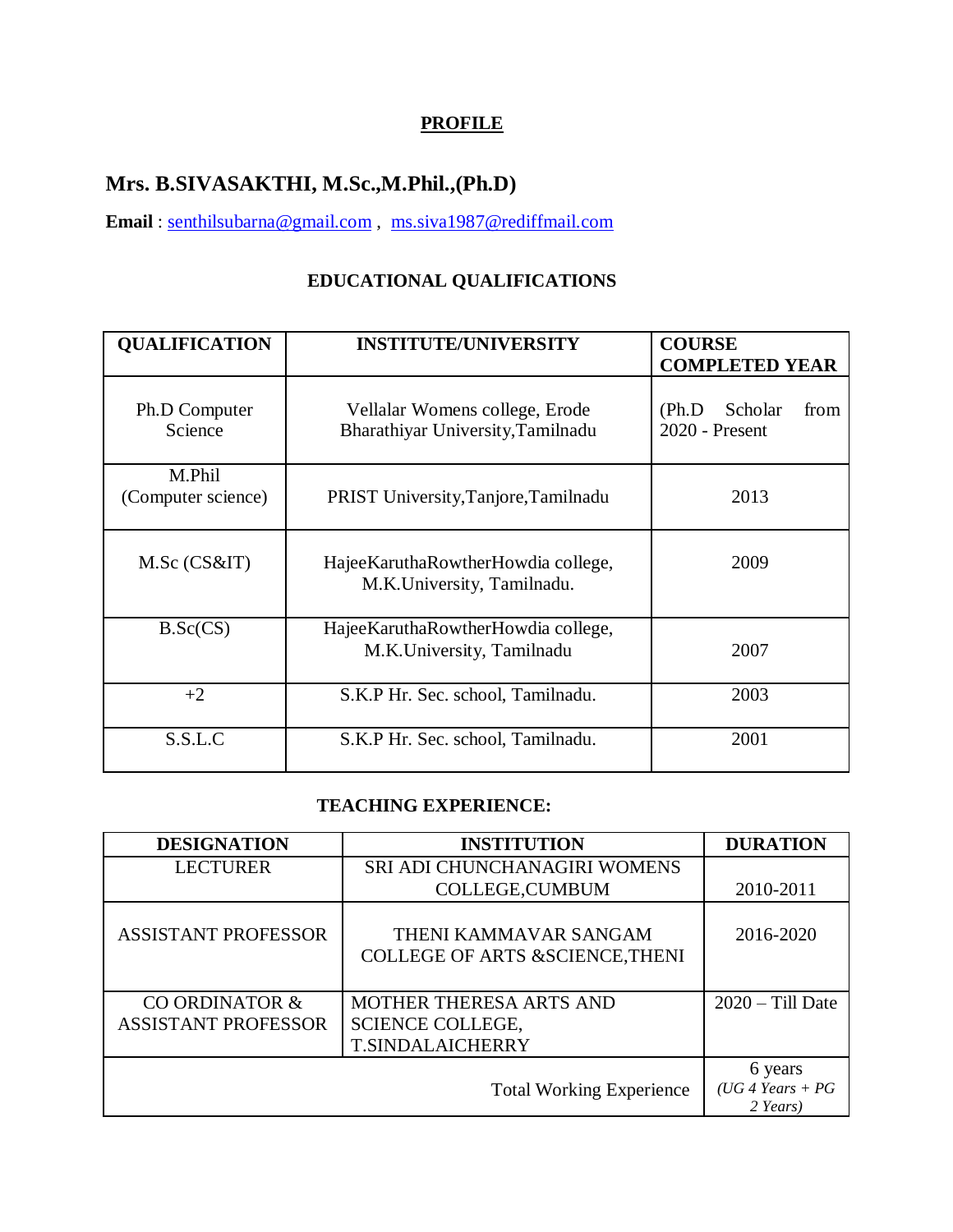# PROFILE

## Mrs. B.SIVASAKTHI, M.Sc.,M.Phil.,(Ph.D)

**Email** : senthilsubarna@gmail.com , ms.siva1987@rediffmail.com

### EDUCATIONAL QUALIFICATIONS

| QUALIFICATION | INSTITUTE/UNIVERSITY | COURSE COMPLETED YEAR |
|---|---|---|
| Ph.D Computer Science | Vellalar Womens college, Erode Bharathiyar University,Tamilnadu | (Ph.D Scholar from 2020 - Present |
| M.Phil (Computer science) | PRIST University,Tanjore,Tamilnadu | 2013 |
| M.Sc (CS&IT) | HajeeKaruthaRowtherHowdia college, M.K.University, Tamilnadu. | 2009 |
| B.Sc(CS) | HajeeKaruthaRowtherHowdia college, M.K.University, Tamilnadu | 2007 |
| +2 | S.K.P Hr. Sec. school, Tamilnadu. | 2003 |
| S.S.L.C | S.K.P Hr. Sec. school, Tamilnadu. | 2001 |

### TEACHING EXPERIENCE:

| DESIGNATION | INSTITUTION | DURATION |
|---|---|---|
| LECTURER | SRI ADI CHUNCHANAGIRI WOMENS COLLEGE,CUMBUM | 2010-2011 |
| ASSISTANT PROFESSOR | THENI KAMMAVAR SANGAM COLLEGE OF ARTS &SCIENCE,THENI | 2016-2020 |
| CO ORDINATOR & ASSISTANT PROFESSOR | MOTHER THERESA ARTS AND SCIENCE COLLEGE, T.SINDALAICHERRY | 2020 – Till Date |
| | Total Working Experience | 6 years *(UG 4 Years + PG 2 Years)* |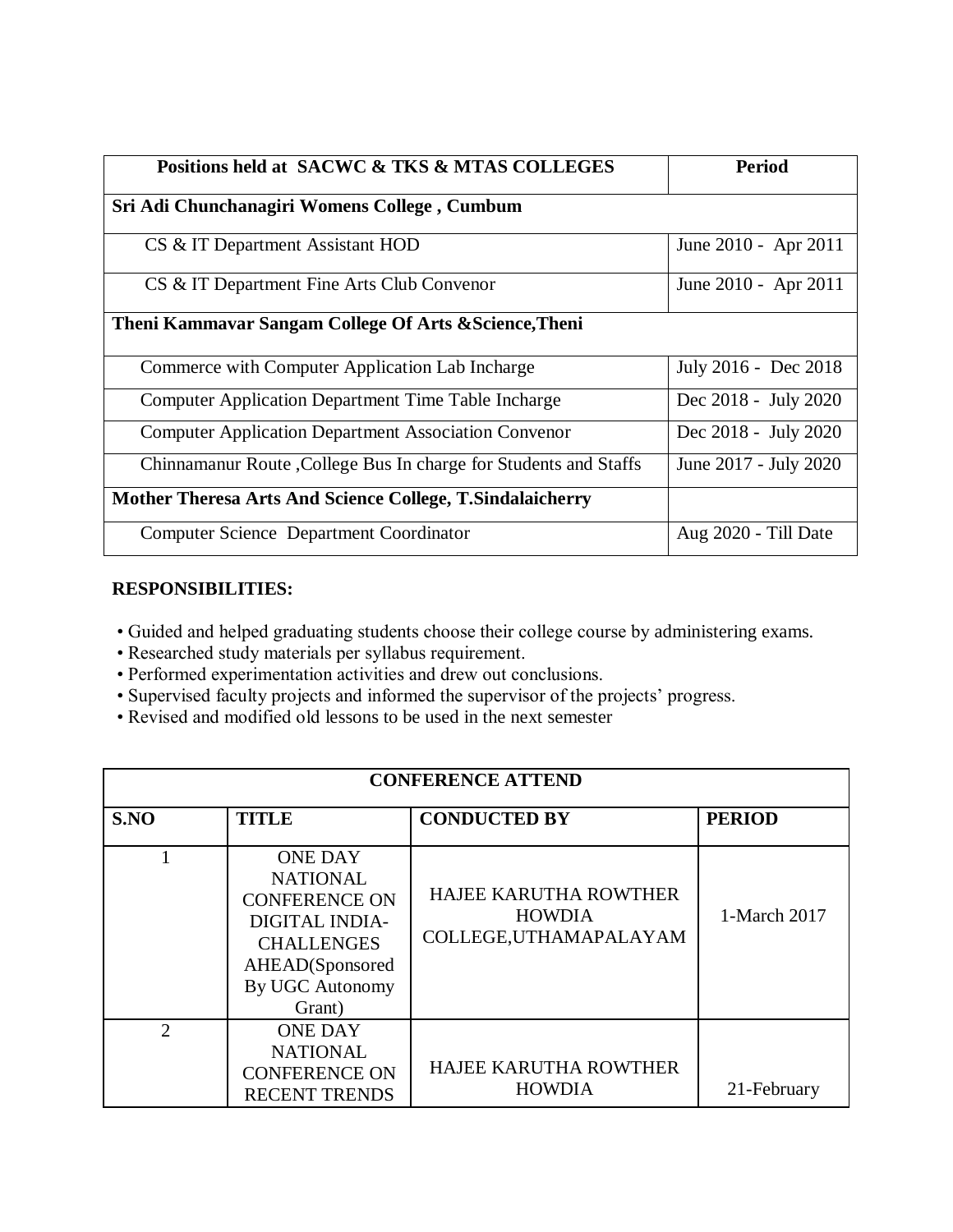| Positions held at SACWC & TKS & MTAS COLLEGES | Period |
|---|---|
| **Sri Adi Chunchanagiri Womens College , Cumbum** | |
| CS & IT Department Assistant HOD | June 2010 - Apr 2011 |
| CS & IT Department Fine Arts Club Convenor | June 2010 - Apr 2011 |
| **Theni Kammavar Sangam College Of Arts &Science,Theni** | |
| Commerce with Computer Application Lab Incharge | July 2016 - Dec 2018 |
| Computer Application Department Time Table Incharge | Dec 2018 - July 2020 |
| Computer Application Department Association Convenor | Dec 2018 - July 2020 |
| Chinnamanur Route ,College Bus In charge for Students and Staffs | June 2017 - July 2020 |
| **Mother Theresa Arts And Science College, T.Sindalaicherry** | |
| Computer Science Department Coordinator | Aug 2020 - Till Date |

**RESPONSIBILITIES:**

- Guided and helped graduating students choose their college course by administering exams.
- Researched study materials per syllabus requirement.
- Performed experimentation activities and drew out conclusions.
- Supervised faculty projects and informed the supervisor of the projects' progress.
- Revised and modified old lessons to be used in the next semester

| CONFERENCE ATTEND | | | |
|---|---|---|---|
| **S.NO** | **TITLE** | **CONDUCTED BY** | **PERIOD** |
| 1 | ONE DAY NATIONAL CONFERENCE ON DIGITAL INDIA-CHALLENGES AHEAD(Sponsored By UGC Autonomy Grant) | HAJEE KARUTHA ROWTHER HOWDIA COLLEGE,UTHAMAPALAYAM | 1-March 2017 |
| 2 | ONE DAY NATIONAL CONFERENCE ON RECENT TRENDS | HAJEE KARUTHA ROWTHER HOWDIA | 21-February |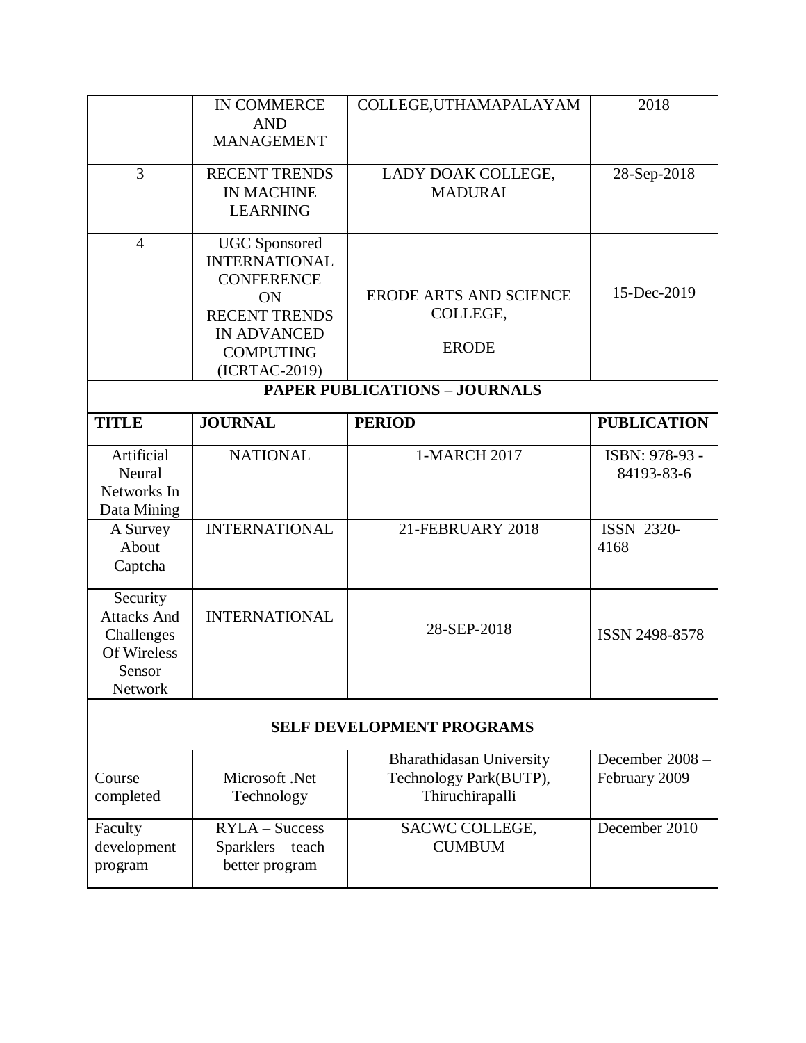| | IN COMMERCE AND MANAGEMENT | COLLEGE,UTHAMAPALAYAM | 2018 |
|---|---|---|---|
| 3 | RECENT TRENDS IN MACHINE LEARNING | LADY DOAK COLLEGE, MADURAI | 28-Sep-2018 |
| 4 | UGC Sponsored INTERNATIONAL CONFERENCE ON RECENT TRENDS IN ADVANCED COMPUTING (ICRTAC-2019) | ERODE ARTS AND SCIENCE COLLEGE, ERODE | 15-Dec-2019 |

**PAPER PUBLICATIONS – JOURNALS**

| **TITLE** | **JOURNAL** | **PERIOD** | **PUBLICATION** |
|---|---|---|---|
| Artificial Neural Networks In Data Mining | NATIONAL | 1-MARCH 2017 | ISBN: 978-93 - 84193-83-6 |
| A Survey About Captcha | INTERNATIONAL | 21-FEBRUARY 2018 | ISSN 2320-4168 |
| Security Attacks And Challenges Of Wireless Sensor Network | INTERNATIONAL | 28-SEP-2018 | ISSN 2498-8578 |

**SELF DEVELOPMENT PROGRAMS**

| | | | |
|---|---|---|---|
| Course completed | Microsoft .Net Technology | Bharathidasan University Technology Park(BUTP), Thiruchirapalli | December 2008 – February 2009 |
| Faculty development program | RYLA – Success Sparklers – teach better program | SACWC COLLEGE, CUMBUM | December 2010 |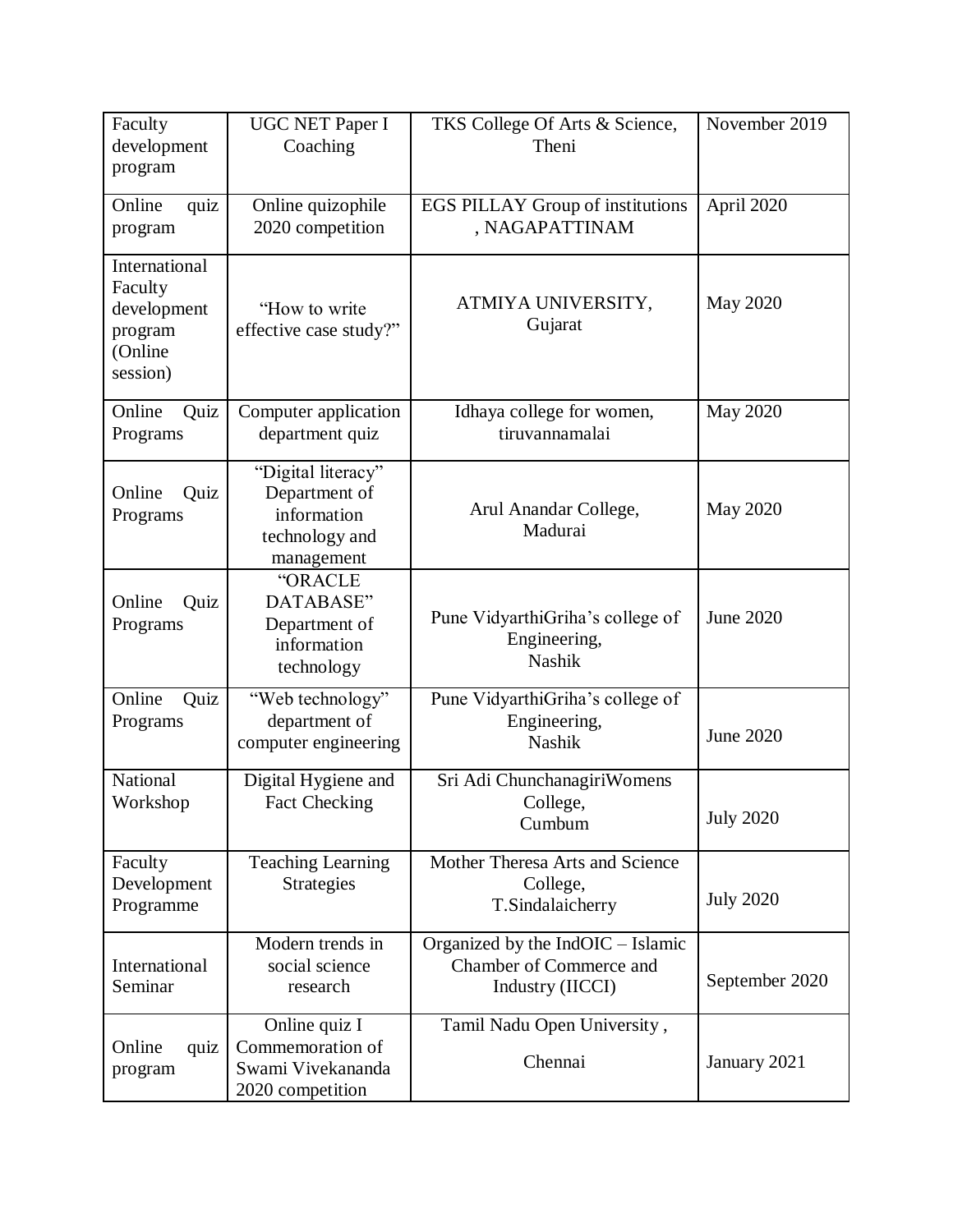| Faculty development program | UGC NET Paper I Coaching | TKS College Of Arts & Science, Theni | November 2019 |
|---|---|---|---|
| Online quiz program | Online quizophile 2020 competition | EGS PILLAY Group of institutions , NAGAPATTINAM | April 2020 |
| International Faculty development program (Online session) | "How to write effective case study?" | ATMIYA UNIVERSITY, Gujarat | May 2020 |
| Online Quiz Programs | Computer application department quiz | Idhaya college for women, tiruvannamalai | May 2020 |
| Online Quiz Programs | "Digital literacy" Department of information technology and management | Arul Anandar College, Madurai | May 2020 |
| Online Quiz Programs | "ORACLE DATABASE" Department of information technology | Pune VidyarthiGriha's college of Engineering, Nashik | June 2020 |
| Online Quiz Programs | "Web technology" department of computer engineering | Pune VidyarthiGriha's college of Engineering, Nashik | June 2020 |
| National Workshop | Digital Hygiene and Fact Checking | Sri Adi ChunchanagiriWomens College, Cumbum | July 2020 |
| Faculty Development Programme | Teaching Learning Strategies | Mother Theresa Arts and Science College, T.Sindalaicherry | July 2020 |
| International Seminar | Modern trends in social science research | Organized by the IndOIC – Islamic Chamber of Commerce and Industry (IICCI) | September 2020 |
| Online quiz program | Online quiz I Commemoration of Swami Vivekananda 2020 competition | Tamil Nadu Open University , Chennai | January 2021 |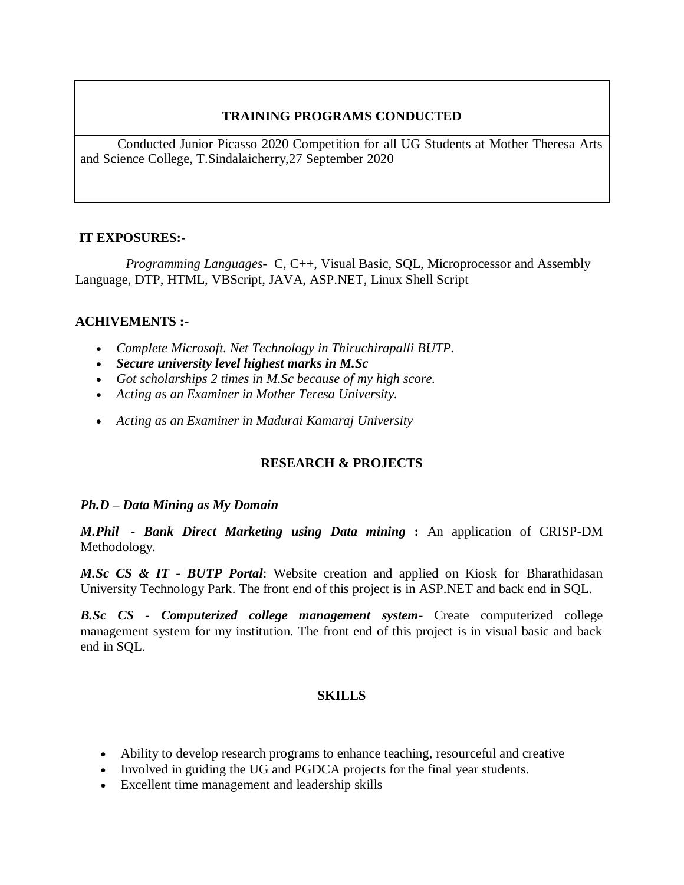## TRAINING PROGRAMS CONDUCTED

Conducted Junior Picasso 2020 Competition for all UG Students at Mother Theresa Arts and Science College, T.Sindalaicherry,27 September 2020

**IT EXPOSURES:-**

*Programming Languages-* C, C++, Visual Basic, SQL, Microprocessor and Assembly Language, DTP, HTML, VBScript, JAVA, ASP.NET, Linux Shell Script

**ACHIVEMENTS :-**

- *Complete Microsoft. Net Technology in Thiruchirapalli BUTP.*
- ***Secure university level highest marks in M.Sc***
- *Got scholarships 2 times in M.Sc because of my high score.*
- *Acting as an Examiner in Mother Teresa University.*
- *Acting as an Examiner in Madurai Kamaraj University*

## RESEARCH & PROJECTS

***Ph.D – Data Mining as My Domain***

***M.Phil - Bank Direct Marketing using Data mining*** **:** An application of CRISP-DM Methodology.

***M.Sc CS & IT - BUTP Portal***: Website creation and applied on Kiosk for Bharathidasan University Technology Park. The front end of this project is in ASP.NET and back end in SQL.

***B.Sc CS - Computerized college management system-*** Create computerized college management system for my institution. The front end of this project is in visual basic and back end in SQL.

## SKILLS

- Ability to develop research programs to enhance teaching, resourceful and creative
- Involved in guiding the UG and PGDCA projects for the final year students.
- Excellent time management and leadership skills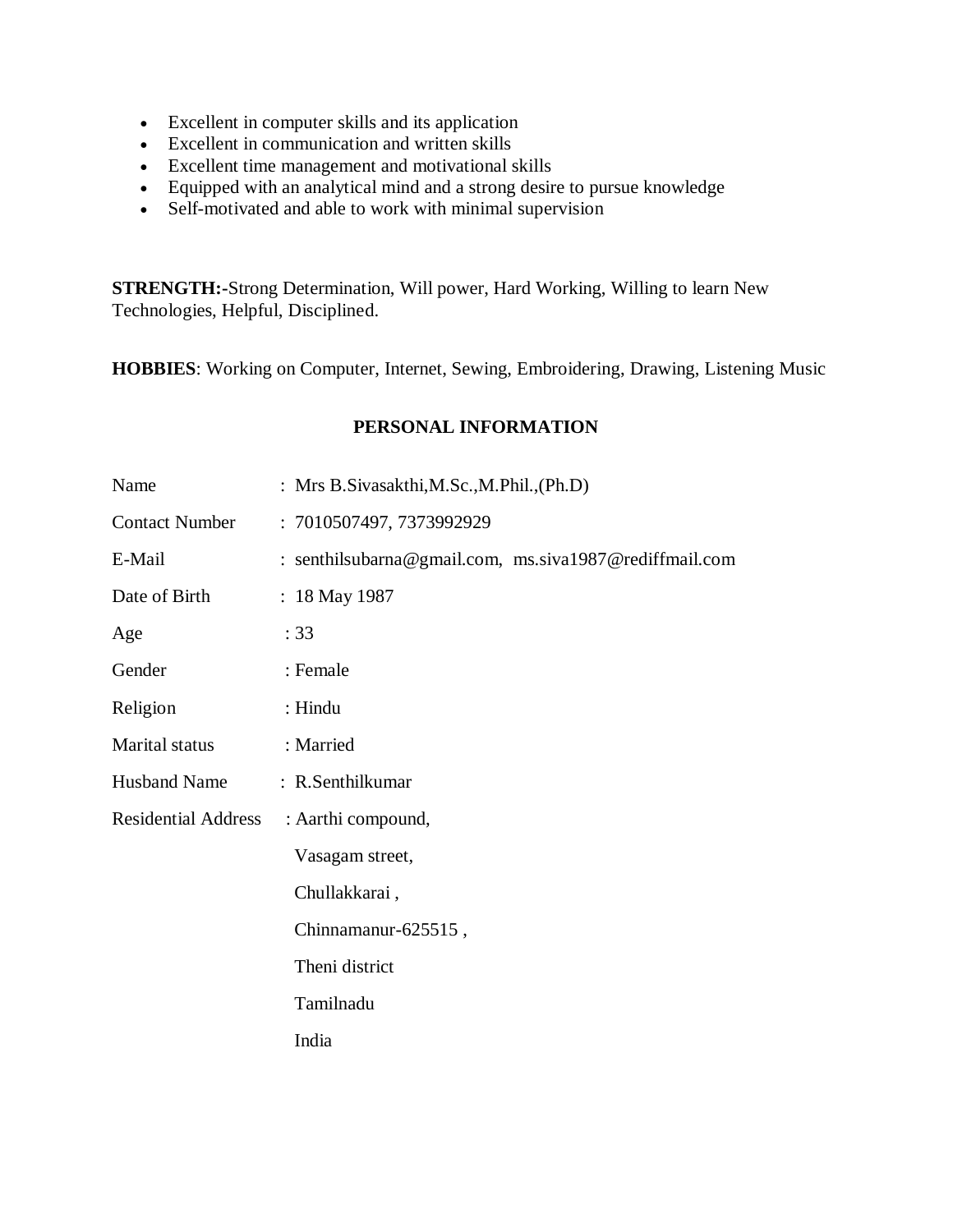- Excellent in computer skills and its application
- Excellent in communication and written skills
- Excellent time management and motivational skills
- Equipped with an analytical mind and a strong desire to pursue knowledge
- Self-motivated and able to work with minimal supervision

**STRENGTH:-**Strong Determination, Will power, Hard Working, Willing to learn New Technologies, Helpful, Disciplined.

**HOBBIES**: Working on Computer, Internet, Sewing, Embroidering, Drawing, Listening Music

## PERSONAL INFORMATION

| | |
|---|---|
| Name | : Mrs B.Sivasakthi,M.Sc.,M.Phil.,(Ph.D) |
| Contact Number | : 7010507497, 7373992929 |
| E-Mail | : senthilsubarna@gmail.com, ms.siva1987@rediffmail.com |
| Date of Birth | : 18 May 1987 |
| Age | : 33 |
| Gender | : Female |
| Religion | : Hindu |
| Marital status | : Married |
| Husband Name | : R.Senthilkumar |
| Residential Address | : Aarthi compound,<br>Vasagam street,<br>Chullakkarai ,<br>Chinnamanur-625515 ,<br>Theni district<br>Tamilnadu<br>India |